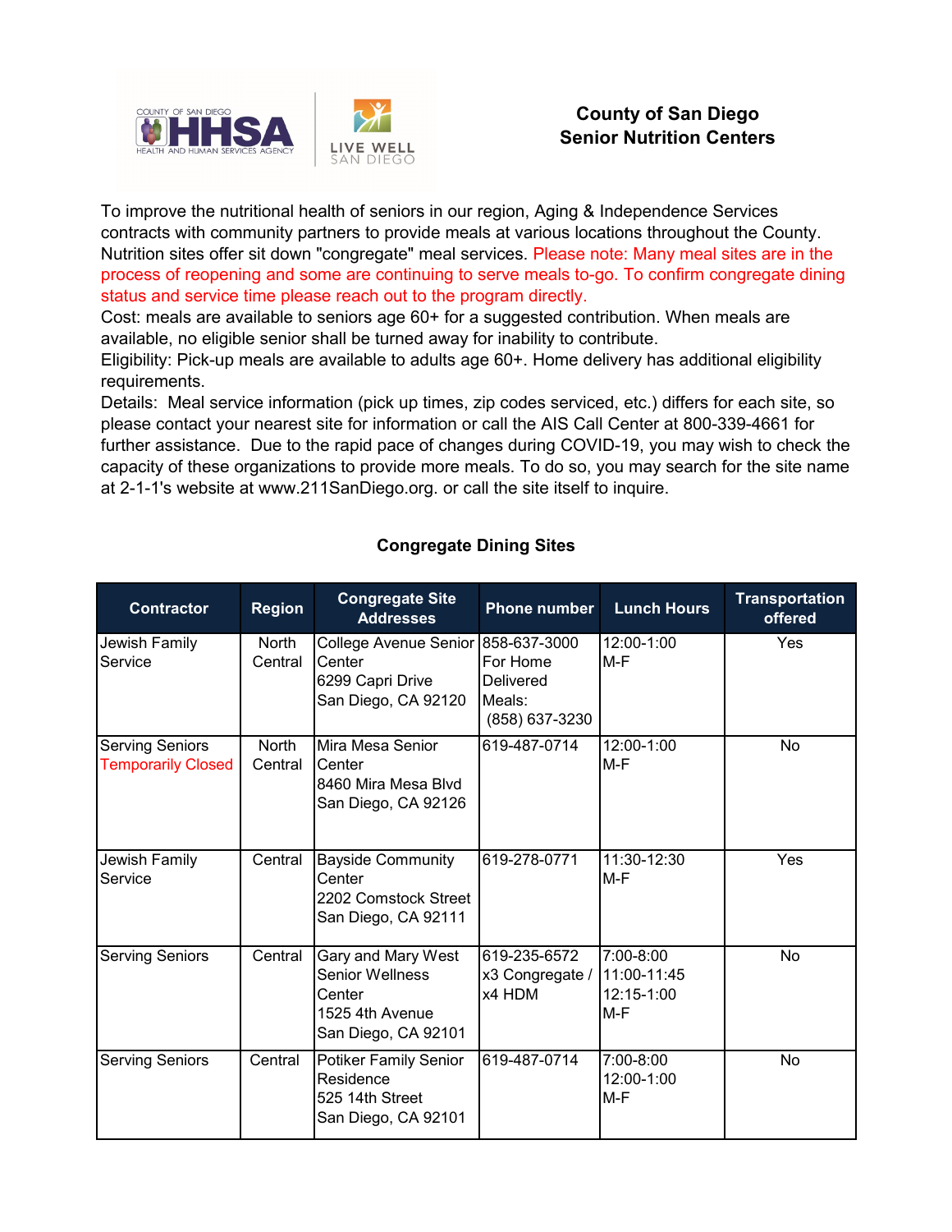# County of San Diego
# Senior Nutrition Centers

To improve the nutritional health of seniors in our region, Aging & Independence Services contracts with community partners to provide meals at various locations throughout the County. Nutrition sites offer sit down "congregate" meal services. Please note: Many meal sites are in the process of reopening and some are continuing to serve meals to-go. To confirm congregate dining status and service time please reach out to the program directly.

Cost: meals are available to seniors age 60+ for a suggested contribution. When meals are available, no eligible senior shall be turned away for inability to contribute.

Eligibility: Pick-up meals are available to adults age 60+. Home delivery has additional eligibility requirements.

Details: Meal service information (pick up times, zip codes serviced, etc.) differs for each site, so please contact your nearest site for information or call the AIS Call Center at 800-339-4661 for further assistance. Due to the rapid pace of changes during COVID-19, you may wish to check the capacity of these organizations to provide more meals. To do so, you may search for the site name at 2-1-1's website at www.211SanDiego.org. or call the site itself to inquire.

## Congregate Dining Sites

| Contractor | Region | Congregate Site Addresses | Phone number | Lunch Hours | Transportation offered |
|---|---|---|---|---|---|
| Jewish Family Service | North Central | College Avenue Senior Center 6299 Capri Drive San Diego, CA 92120 | 858-637-3000 For Home Delivered Meals: (858) 637-3230 | 12:00-1:00 M-F | Yes |
| Serving Seniors Temporarily Closed | North Central | Mira Mesa Senior Center 8460 Mira Mesa Blvd San Diego, CA 92126 | 619-487-0714 | 12:00-1:00 M-F | No |
| Jewish Family Service | Central | Bayside Community Center 2202 Comstock Street San Diego, CA 92111 | 619-278-0771 | 11:30-12:30 M-F | Yes |
| Serving Seniors | Central | Gary and Mary West Senior Wellness Center 1525 4th Avenue San Diego, CA 92101 | 619-235-6572 x3 Congregate / x4 HDM | 7:00-8:00 11:00-11:45 12:15-1:00 M-F | No |
| Serving Seniors | Central | Potiker Family Senior Residence 525 14th Street San Diego, CA 92101 | 619-487-0714 | 7:00-8:00 12:00-1:00 M-F | No |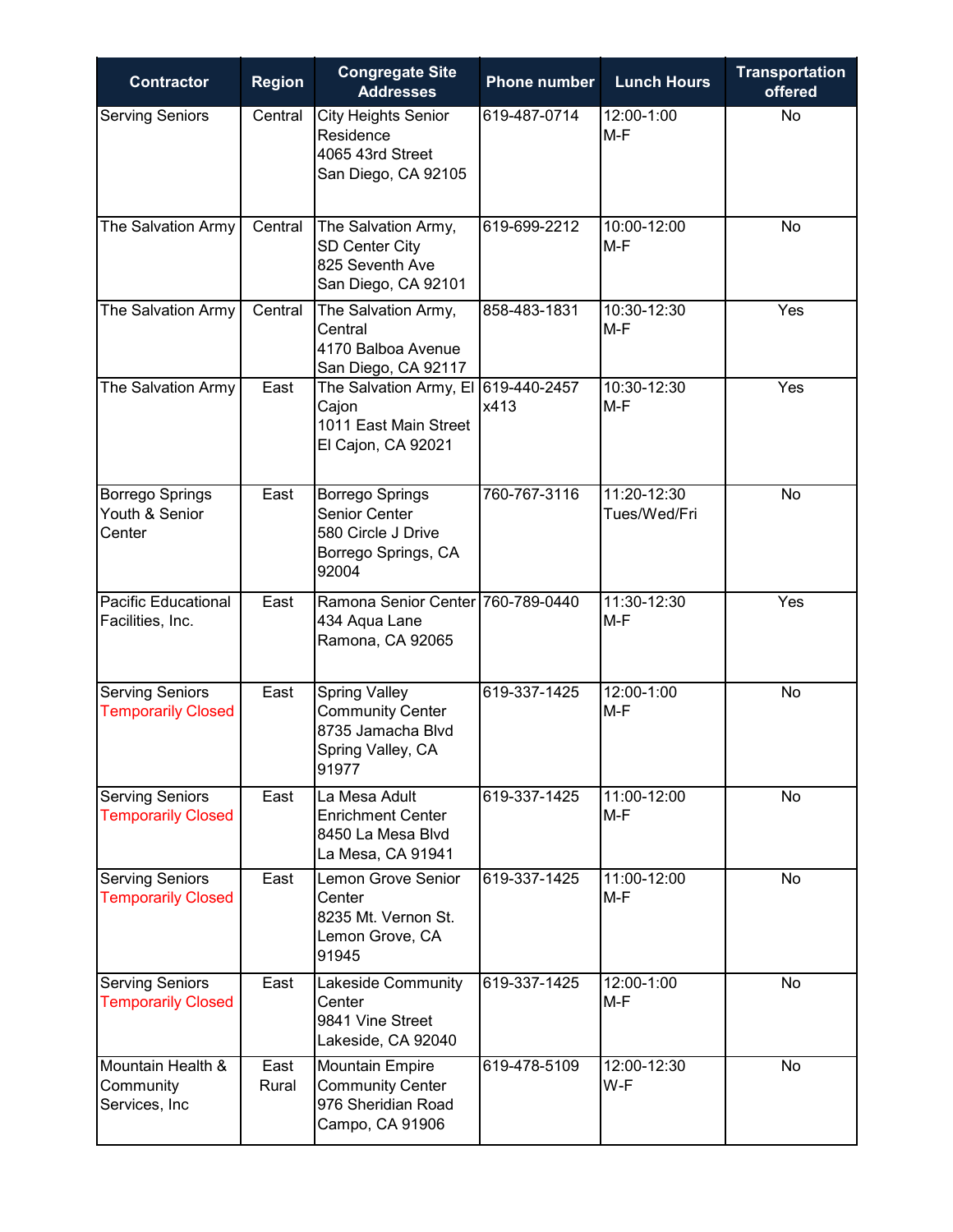| Contractor | Region | Congregate Site Addresses | Phone number | Lunch Hours | Transportation offered |
|---|---|---|---|---|---|
| Serving Seniors | Central | City Heights Senior Residence 4065 43rd Street San Diego, CA 92105 | 619-487-0714 | 12:00-1:00 M-F | No |
| The Salvation Army | Central | The Salvation Army, SD Center City 825 Seventh Ave San Diego, CA 92101 | 619-699-2212 | 10:00-12:00 M-F | No |
| The Salvation Army | Central | The Salvation Army, Central 4170 Balboa Avenue San Diego, CA 92117 | 858-483-1831 | 10:30-12:30 M-F | Yes |
| The Salvation Army | East | The Salvation Army, El Cajon 1011 East Main Street El Cajon, CA 92021 | 619-440-2457 x413 | 10:30-12:30 M-F | Yes |
| Borrego Springs Youth & Senior Center | East | Borrego Springs Senior Center 580 Circle J Drive Borrego Springs, CA 92004 | 760-767-3116 | 11:20-12:30 Tues/Wed/Fri | No |
| Pacific Educational Facilities, Inc. | East | Ramona Senior Center 434 Aqua Lane Ramona, CA 92065 | 760-789-0440 | 11:30-12:30 M-F | Yes |
| Serving Seniors Temporarily Closed | East | Spring Valley Community Center 8735 Jamacha Blvd Spring Valley, CA 91977 | 619-337-1425 | 12:00-1:00 M-F | No |
| Serving Seniors Temporarily Closed | East | La Mesa Adult Enrichment Center 8450 La Mesa Blvd La Mesa, CA 91941 | 619-337-1425 | 11:00-12:00 M-F | No |
| Serving Seniors Temporarily Closed | East | Lemon Grove Senior Center 8235 Mt. Vernon St. Lemon Grove, CA 91945 | 619-337-1425 | 11:00-12:00 M-F | No |
| Serving Seniors Temporarily Closed | East | Lakeside Community Center 9841 Vine Street Lakeside, CA 92040 | 619-337-1425 | 12:00-1:00 M-F | No |
| Mountain Health & Community Services, Inc | East Rural | Mountain Empire Community Center 976 Sheridian Road Campo, CA 91906 | 619-478-5109 | 12:00-12:30 W-F | No |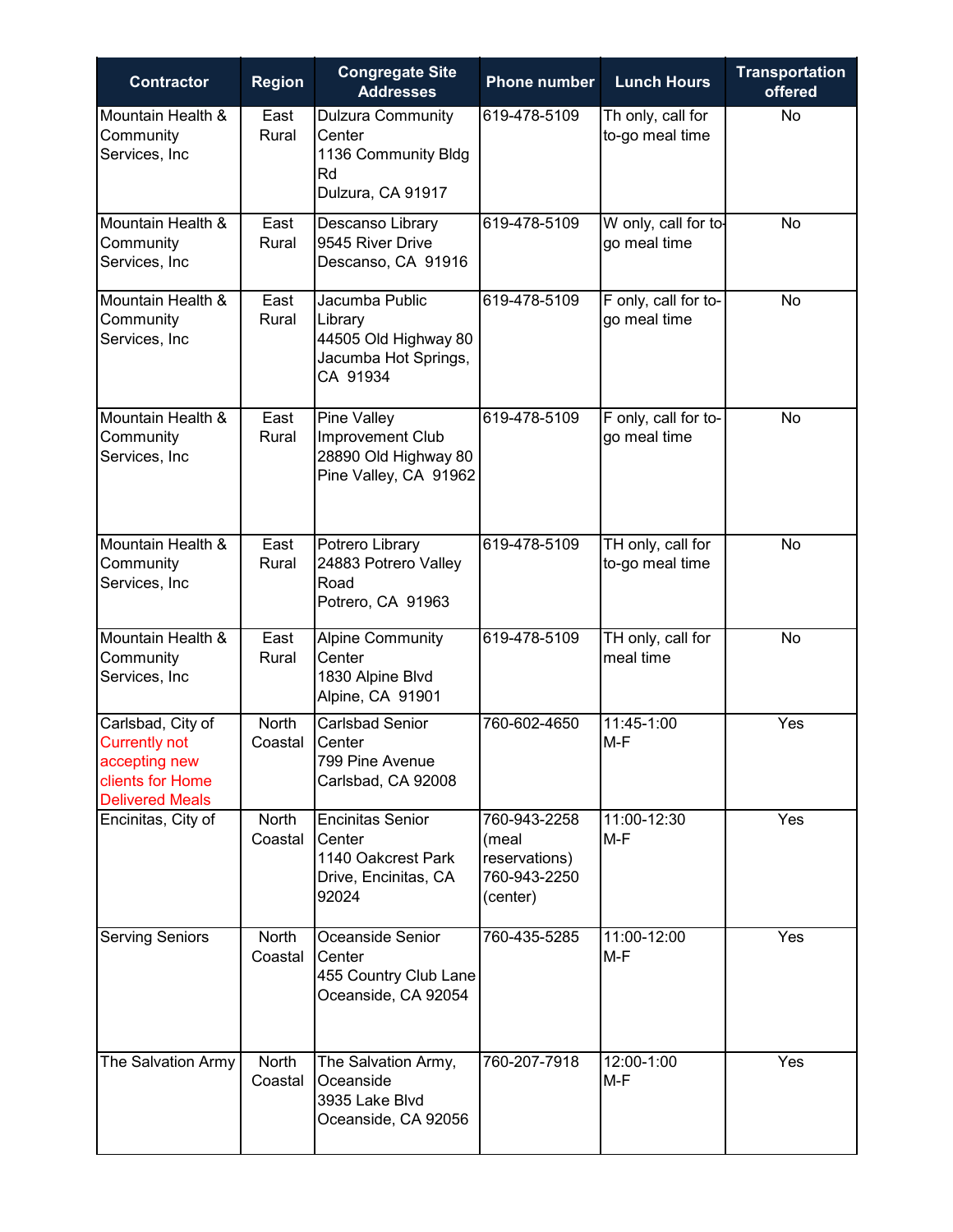| Contractor | Region | Congregate Site Addresses | Phone number | Lunch Hours | Transportation offered |
|---|---|---|---|---|---|
| Mountain Health & Community Services, Inc | East Rural | Dulzura Community Center 1136 Community Bldg Rd Dulzura, CA 91917 | 619-478-5109 | Th only, call for to-go meal time | No |
| Mountain Health & Community Services, Inc | East Rural | Descanso Library 9545 River Drive Descanso, CA 91916 | 619-478-5109 | W only, call for to-go meal time | No |
| Mountain Health & Community Services, Inc | East Rural | Jacumba Public Library 44505 Old Highway 80 Jacumba Hot Springs, CA 91934 | 619-478-5109 | F only, call for to-go meal time | No |
| Mountain Health & Community Services, Inc | East Rural | Pine Valley Improvement Club 28890 Old Highway 80 Pine Valley, CA 91962 | 619-478-5109 | F only, call for to-go meal time | No |
| Mountain Health & Community Services, Inc | East Rural | Potrero Library 24883 Potrero Valley Road Potrero, CA 91963 | 619-478-5109 | TH only, call for to-go meal time | No |
| Mountain Health & Community Services, Inc | East Rural | Alpine Community Center 1830 Alpine Blvd Alpine, CA 91901 | 619-478-5109 | TH only, call for meal time | No |
| Carlsbad, City of Currently not accepting new clients for Home Delivered Meals | North Coastal | Carlsbad Senior Center 799 Pine Avenue Carlsbad, CA 92008 | 760-602-4650 | 11:45-1:00 M-F | Yes |
| Encinitas, City of | North Coastal | Encinitas Senior Center 1140 Oakcrest Park Drive, Encinitas, CA 92024 | 760-943-2258 (meal reservations) 760-943-2250 (center) | 11:00-12:30 M-F | Yes |
| Serving Seniors | North Coastal | Oceanside Senior Center 455 Country Club Lane Oceanside, CA 92054 | 760-435-5285 | 11:00-12:00 M-F | Yes |
| The Salvation Army | North Coastal | The Salvation Army, Oceanside 3935 Lake Blvd Oceanside, CA 92056 | 760-207-7918 | 12:00-1:00 M-F | Yes |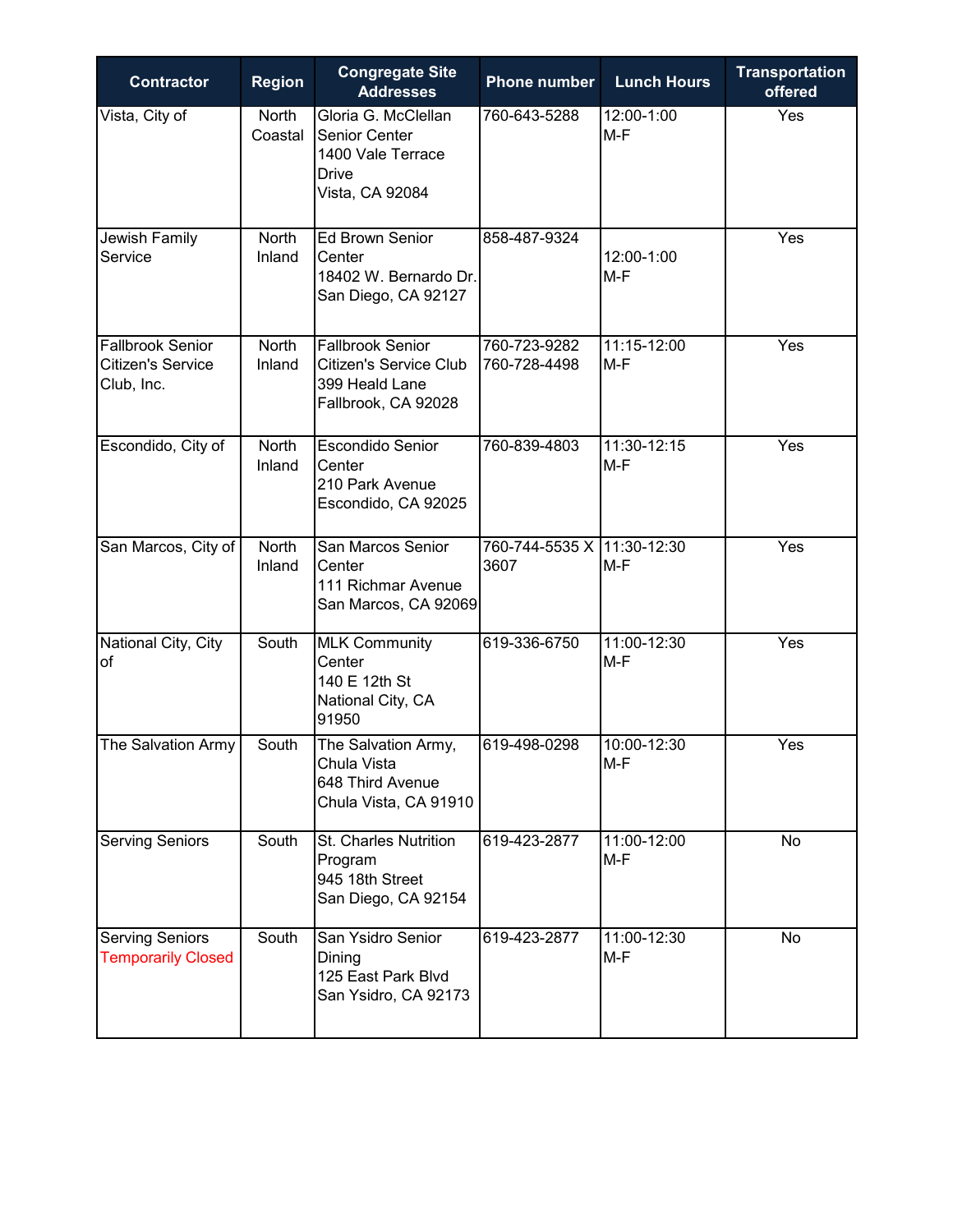| Contractor | Region | Congregate Site Addresses | Phone number | Lunch Hours | Transportation offered |
| --- | --- | --- | --- | --- | --- |
| Vista, City of | North Coastal | Gloria G. McClellan Senior Center 1400 Vale Terrace Drive Vista, CA 92084 | 760-643-5288 | 12:00-1:00 M-F | Yes |
| Jewish Family Service | North Inland | Ed Brown Senior Center 18402 W. Bernardo Dr. San Diego, CA 92127 | 858-487-9324 | 12:00-1:00 M-F | Yes |
| Fallbrook Senior Citizen's Service Club, Inc. | North Inland | Fallbrook Senior Citizen's Service Club 399 Heald Lane Fallbrook, CA 92028 | 760-723-9282 760-728-4498 | 11:15-12:00 M-F | Yes |
| Escondido, City of | North Inland | Escondido Senior Center 210 Park Avenue Escondido, CA 92025 | 760-839-4803 | 11:30-12:15 M-F | Yes |
| San Marcos, City of | North Inland | San Marcos Senior Center 111 Richmar Avenue San Marcos, CA 92069 | 760-744-5535 X 3607 | 11:30-12:30 M-F | Yes |
| National City, City of | South | MLK Community Center 140 E 12th St National City, CA 91950 | 619-336-6750 | 11:00-12:30 M-F | Yes |
| The Salvation Army | South | The Salvation Army, Chula Vista 648 Third Avenue Chula Vista, CA 91910 | 619-498-0298 | 10:00-12:30 M-F | Yes |
| Serving Seniors | South | St. Charles Nutrition Program 945 18th Street San Diego, CA 92154 | 619-423-2877 | 11:00-12:00 M-F | No |
| Serving Seniors Temporarily Closed | South | San Ysidro Senior Dining 125 East Park Blvd San Ysidro, CA 92173 | 619-423-2877 | 11:00-12:30 M-F | No |